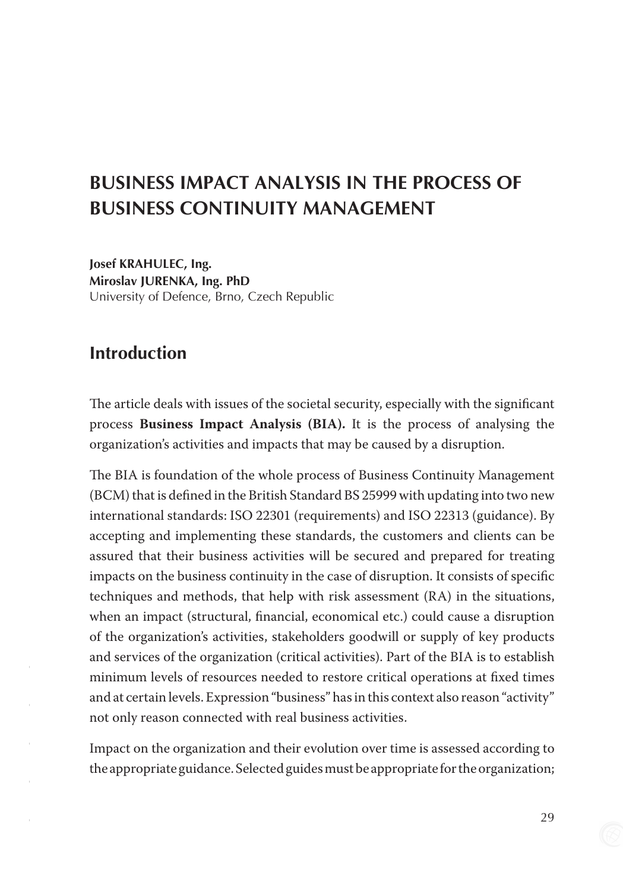# BUSINESS IMPACT ANALYSIS IN THE PROCESS OF BUSINESS CONTINUITY MANAGEMENT

**Josef KRAHULEC, Ing.**
**Miroslav JURENKA, Ing. PhD**
University of Defence, Brno, Czech Republic

## Introduction

The article deals with issues of the societal security, especially with the significant process **Business Impact Analysis (BIA).** It is the process of analysing the organization's activities and impacts that may be caused by a disruption.

The BIA is foundation of the whole process of Business Continuity Management (BCM) that is defined in the British Standard BS 25999 with updating into two new international standards: ISO 22301 (requirements) and ISO 22313 (guidance). By accepting and implementing these standards, the customers and clients can be assured that their business activities will be secured and prepared for treating impacts on the business continuity in the case of disruption. It consists of specific techniques and methods, that help with risk assessment (RA) in the situations, when an impact (structural, financial, economical etc.) could cause a disruption of the organization's activities, stakeholders goodwill or supply of key products and services of the organization (critical activities). Part of the BIA is to establish minimum levels of resources needed to restore critical operations at fixed times and at certain levels. Expression "business" has in this context also reason "activity" not only reason connected with real business activities.

Impact on the organization and their evolution over time is assessed according to the appropriate guidance. Selected guides must be appropriate for the organization;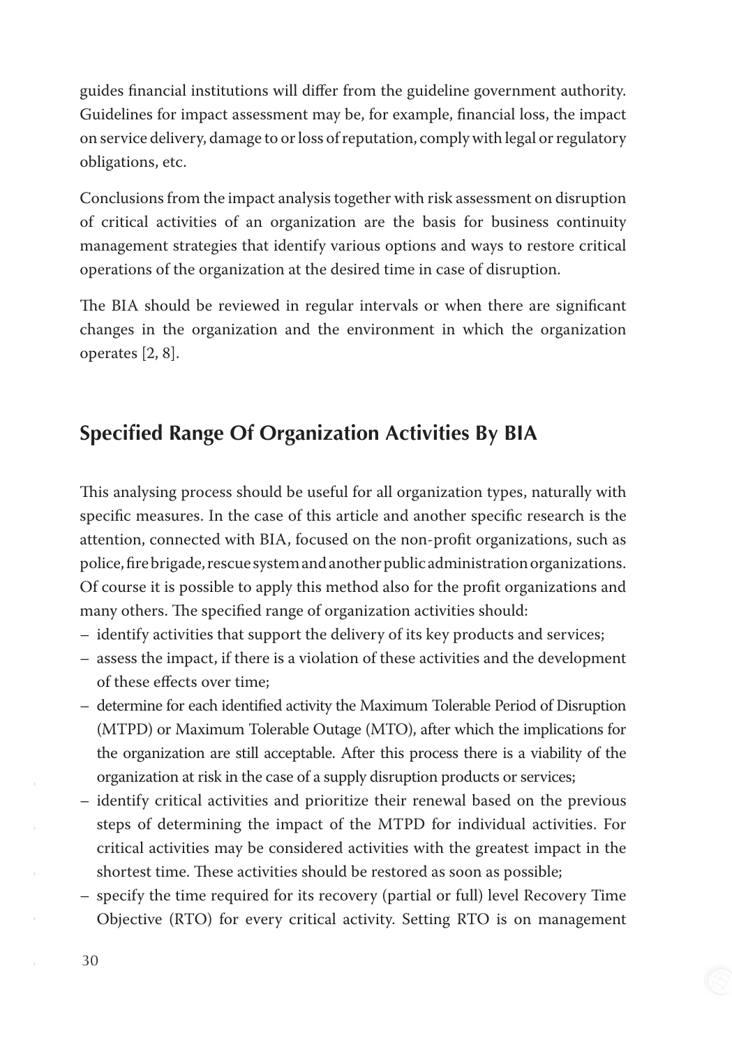guides financial institutions will differ from the guideline government authority. Guidelines for impact assessment may be, for example, financial loss, the impact on service delivery, damage to or loss of reputation, comply with legal or regulatory obligations, etc.

Conclusions from the impact analysis together with risk assessment on disruption of critical activities of an organization are the basis for business continuity management strategies that identify various options and ways to restore critical operations of the organization at the desired time in case of disruption.

The BIA should be reviewed in regular intervals or when there are significant changes in the organization and the environment in which the organization operates [2, 8].

## Specified Range Of Organization Activities By BIA

This analysing process should be useful for all organization types, naturally with specific measures. In the case of this article and another specific research is the attention, connected with BIA, focused on the non-profit organizations, such as police, fire brigade, rescue system and another public administration organizations. Of course it is possible to apply this method also for the profit organizations and many others. The specified range of organization activities should:

- identify activities that support the delivery of its key products and services;
- assess the impact, if there is a violation of these activities and the development of these effects over time;
- determine for each identified activity the Maximum Tolerable Period of Disruption (MTPD) or Maximum Tolerable Outage (MTO), after which the implications for the organization are still acceptable. After this process there is a viability of the organization at risk in the case of a supply disruption products or services;
- identify critical activities and prioritize their renewal based on the previous steps of determining the impact of the MTPD for individual activities. For critical activities may be considered activities with the greatest impact in the shortest time. These activities should be restored as soon as possible;
- specify the time required for its recovery (partial or full) level Recovery Time Objective (RTO) for every critical activity. Setting RTO is on management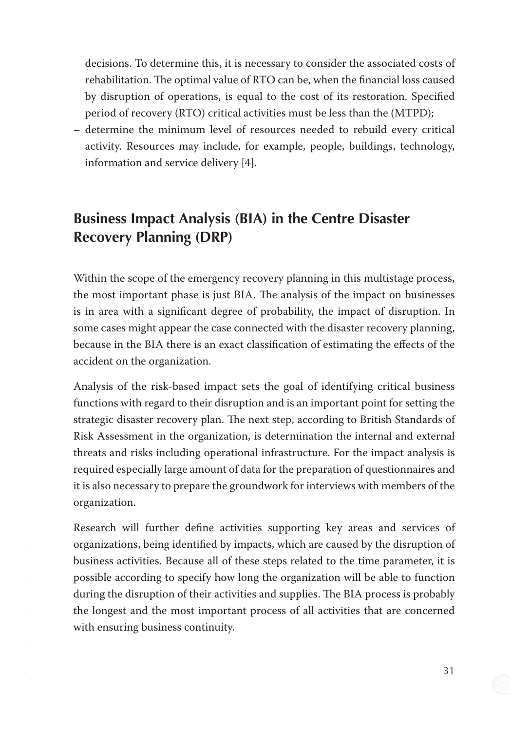decisions. To determine this, it is necessary to consider the associated costs of rehabilitation. The optimal value of RTO can be, when the financial loss caused by disruption of operations, is equal to the cost of its restoration. Specified period of recovery (RTO) critical activities must be less than the (MTPD);

- determine the minimum level of resources needed to rebuild every critical activity. Resources may include, for example, people, buildings, technology, information and service delivery [4].

## Business Impact Analysis (BIA) in the Centre Disaster Recovery Planning (DRP)

Within the scope of the emergency recovery planning in this multistage process, the most important phase is just BIA. The analysis of the impact on businesses is in area with a significant degree of probability, the impact of disruption. In some cases might appear the case connected with the disaster recovery planning, because in the BIA there is an exact classification of estimating the effects of the accident on the organization.

Analysis of the risk-based impact sets the goal of identifying critical business functions with regard to their disruption and is an important point for setting the strategic disaster recovery plan. The next step, according to British Standards of Risk Assessment in the organization, is determination the internal and external threats and risks including operational infrastructure. For the impact analysis is required especially large amount of data for the preparation of questionnaires and it is also necessary to prepare the groundwork for interviews with members of the organization.

Research will further define activities supporting key areas and services of organizations, being identified by impacts, which are caused by the disruption of business activities. Because all of these steps related to the time parameter, it is possible according to specify how long the organization will be able to function during the disruption of their activities and supplies. The BIA process is probably the longest and the most important process of all activities that are concerned with ensuring business continuity.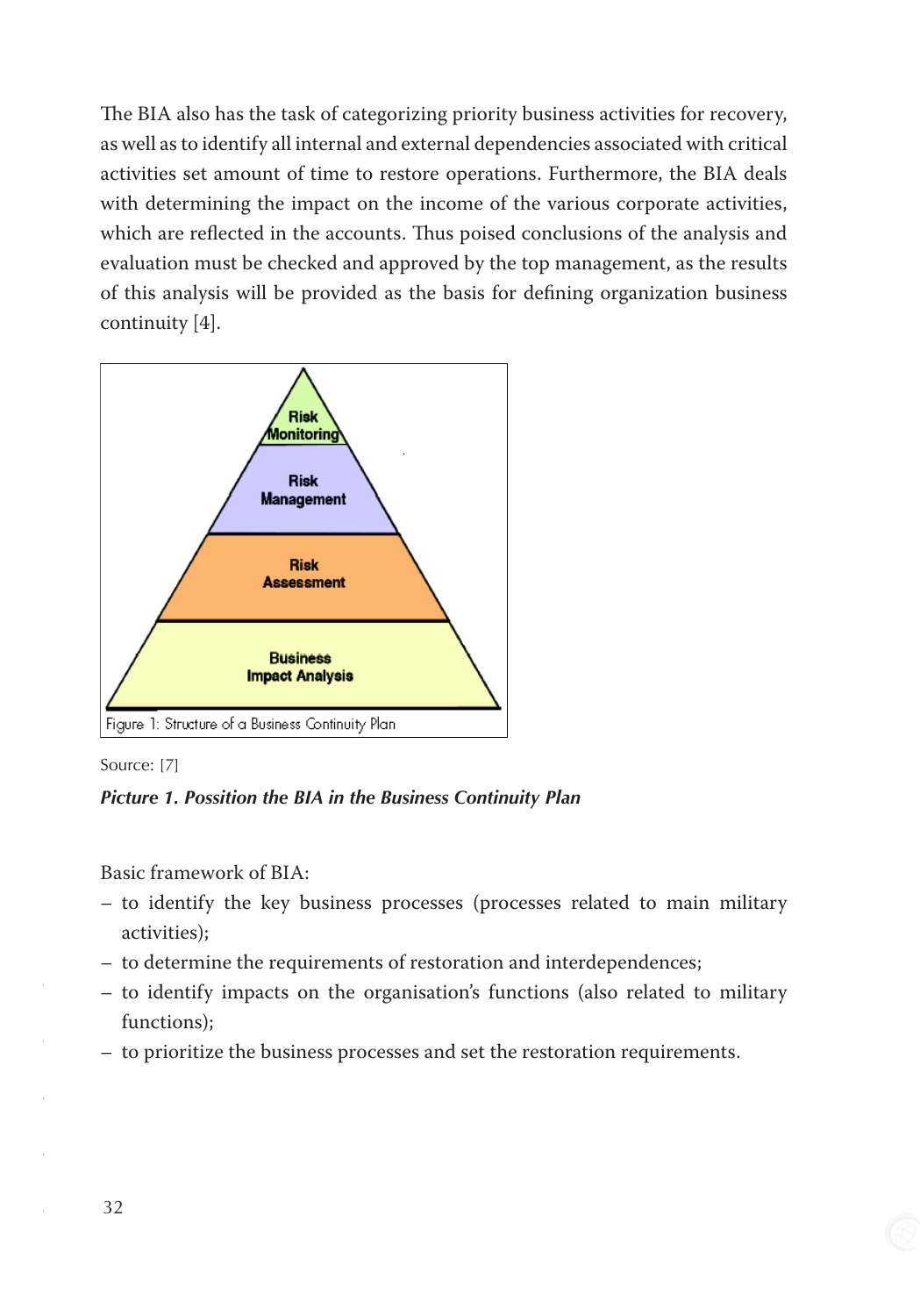The BIA also has the task of categorizing priority business activities for recovery, as well as to identify all internal and external dependencies associated with critical activities set amount of time to restore operations. Furthermore, the BIA deals with determining the impact on the income of the various corporate activities, which are reflected in the accounts. Thus poised conclusions of the analysis and evaluation must be checked and approved by the top management, as the results of this analysis will be provided as the basis for defining organization business continuity [4].

Risk Monitoring

Risk Management

Risk Assessment

Business Impact Analysis

Figure 1: Structure of a Business Continuity Plan

Source: [7]

***Picture 1. Possition the BIA in the Business Continuity Plan***

Basic framework of BIA:

- to identify the key business processes (processes related to main military activities);
- to determine the requirements of restoration and interdependences;
- to identify impacts on the organisation's functions (also related to military functions);
- to prioritize the business processes and set the restoration requirements.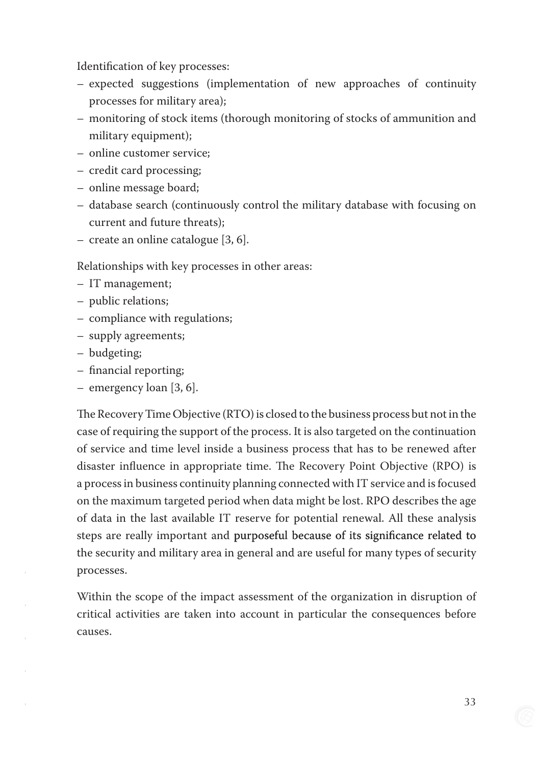Identification of key processes:

- expected suggestions (implementation of new approaches of continuity processes for military area);
- monitoring of stock items (thorough monitoring of stocks of ammunition and military equipment);
- online customer service;
- credit card processing;
- online message board;
- database search (continuously control the military database with focusing on current and future threats);
- create an online catalogue [3, 6].

Relationships with key processes in other areas:

- IT management;
- public relations;
- compliance with regulations;
- supply agreements;
- budgeting;
- financial reporting;
- emergency loan [3, 6].

The Recovery Time Objective (RTO) is closed to the business process but not in the case of requiring the support of the process. It is also targeted on the continuation of service and time level inside a business process that has to be renewed after disaster influence in appropriate time. The Recovery Point Objective (RPO) is a process in business continuity planning connected with IT service and is focused on the maximum targeted period when data might be lost. RPO describes the age of data in the last available IT reserve for potential renewal. All these analysis steps are really important and purposeful because of its significance related to the security and military area in general and are useful for many types of security processes.

Within the scope of the impact assessment of the organization in disruption of critical activities are taken into account in particular the consequences before causes.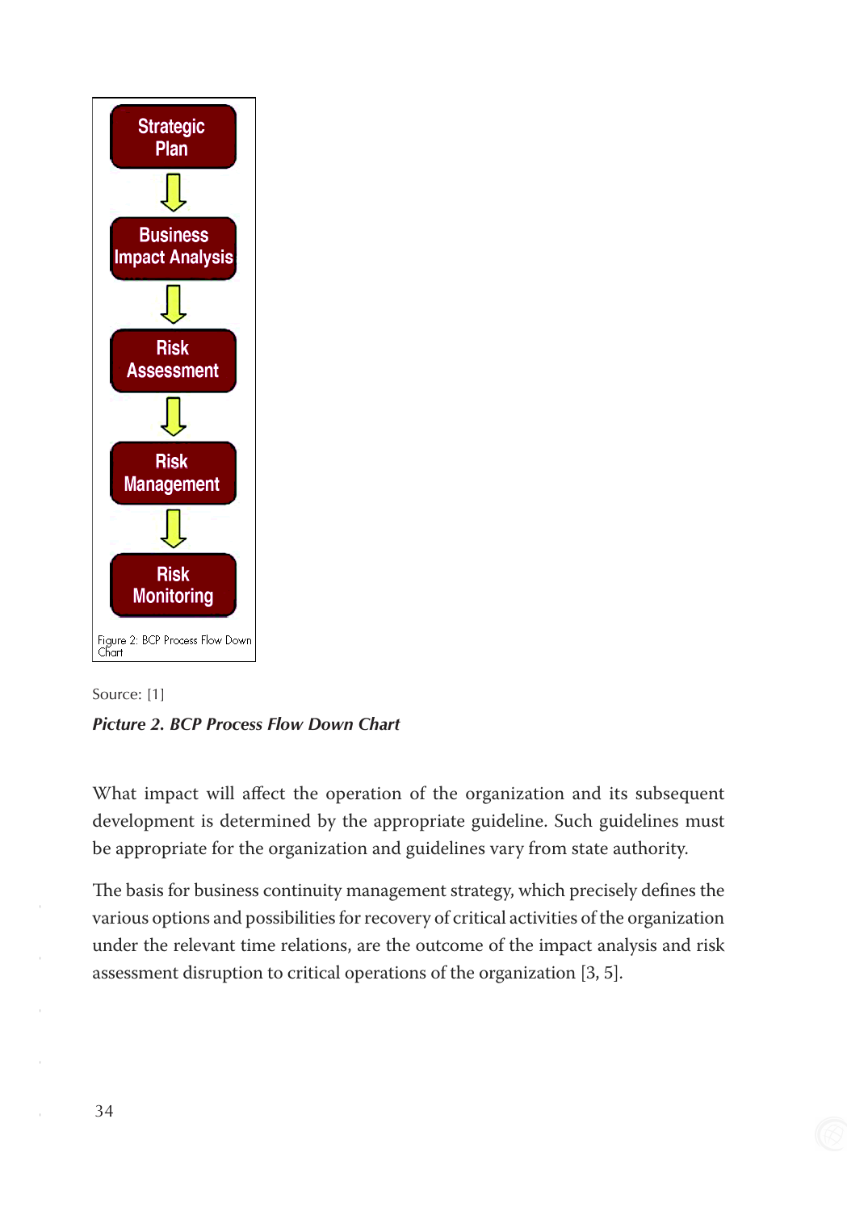Strategic Plan → Business Impact Analysis → Risk Assessment → Risk Management → Risk Monitoring

Figure 2: BCP Process Flow Down Chart

Source: [1]

***Picture 2. BCP Process Flow Down Chart***

What impact will affect the operation of the organization and its subsequent development is determined by the appropriate guideline. Such guidelines must be appropriate for the organization and guidelines vary from state authority.

The basis for business continuity management strategy, which precisely defines the various options and possibilities for recovery of critical activities of the organization under the relevant time relations, are the outcome of the impact analysis and risk assessment disruption to critical operations of the organization [3, 5].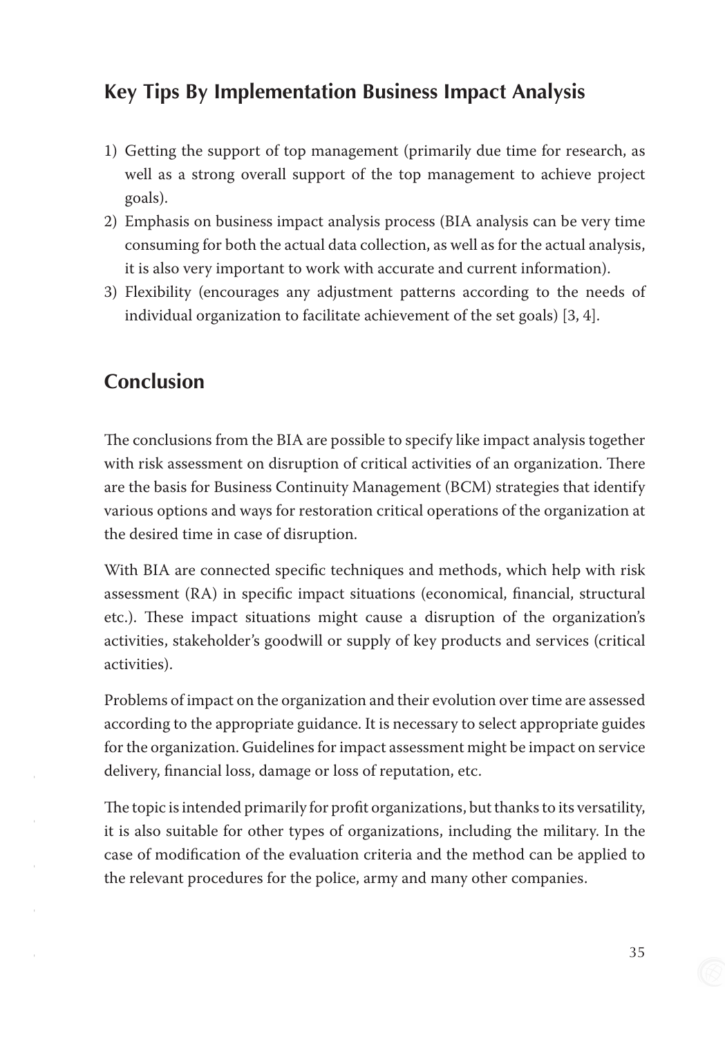## Key Tips By Implementation Business Impact Analysis

1) Getting the support of top management (primarily due time for research, as well as a strong overall support of the top management to achieve project goals).
2) Emphasis on business impact analysis process (BIA analysis can be very time consuming for both the actual data collection, as well as for the actual analysis, it is also very important to work with accurate and current information).
3) Flexibility (encourages any adjustment patterns according to the needs of individual organization to facilitate achievement of the set goals) [3, 4].

## Conclusion

The conclusions from the BIA are possible to specify like impact analysis together with risk assessment on disruption of critical activities of an organization. There are the basis for Business Continuity Management (BCM) strategies that identify various options and ways for restoration critical operations of the organization at the desired time in case of disruption.

With BIA are connected specific techniques and methods, which help with risk assessment (RA) in specific impact situations (economical, financial, structural etc.). These impact situations might cause a disruption of the organization's activities, stakeholder's goodwill or supply of key products and services (critical activities).

Problems of impact on the organization and their evolution over time are assessed according to the appropriate guidance. It is necessary to select appropriate guides for the organization. Guidelines for impact assessment might be impact on service delivery, financial loss, damage or loss of reputation, etc.

The topic is intended primarily for profit organizations, but thanks to its versatility, it is also suitable for other types of organizations, including the military. In the case of modification of the evaluation criteria and the method can be applied to the relevant procedures for the police, army and many other companies.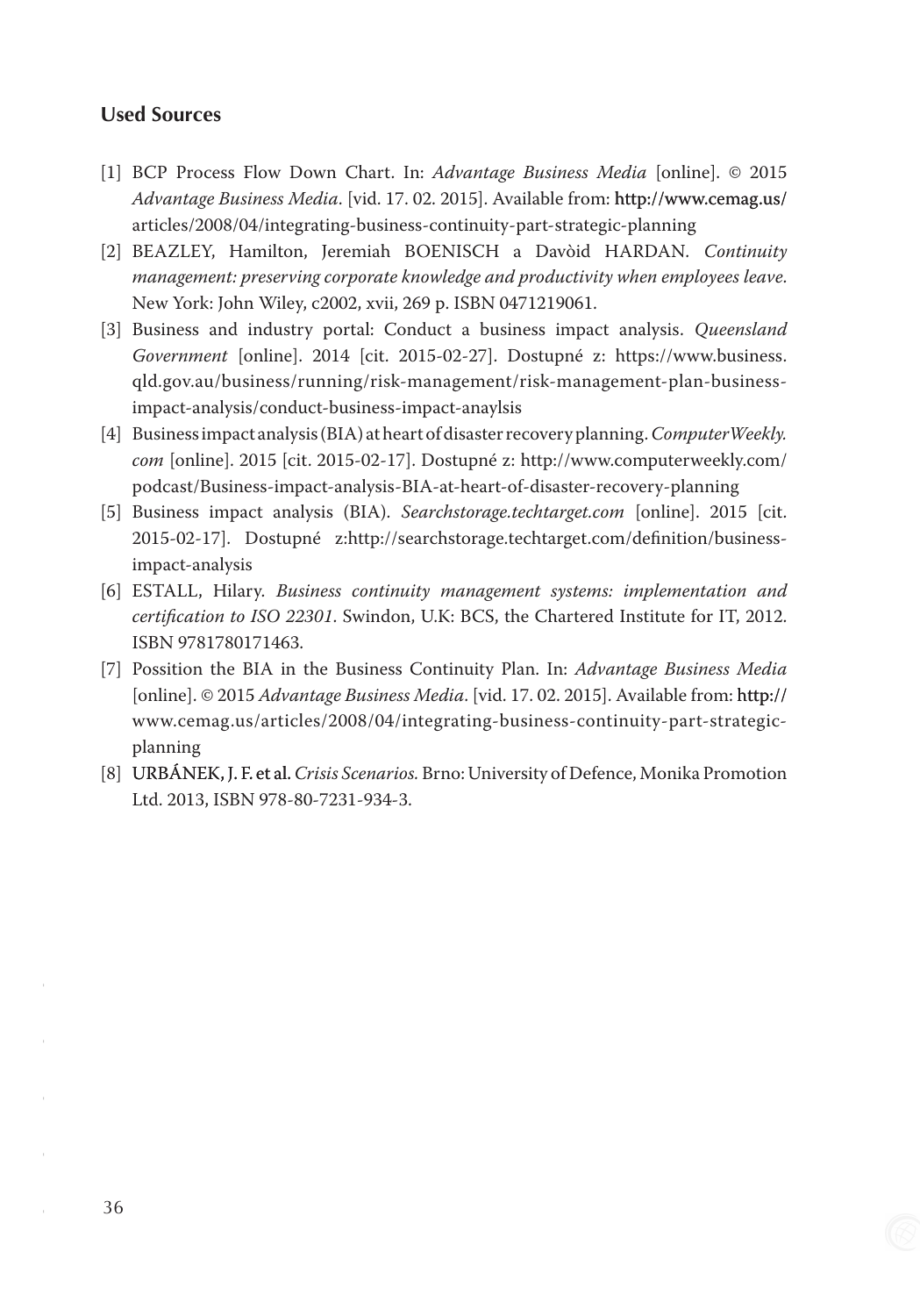## Used Sources

[1] BCP Process Flow Down Chart. In: *Advantage Business Media* [online]. © 2015 *Advantage Business Media*. [vid. 17. 02. 2015]. Available from: http://www.cemag.us/articles/2008/04/integrating-business-continuity-part-strategic-planning

[2] BEAZLEY, Hamilton, Jeremiah BOENISCH a Davòid HARDAN. *Continuity management: preserving corporate knowledge and productivity when employees leave.* New York: John Wiley, c2002, xvii, 269 p. ISBN 0471219061.

[3] Business and industry portal: Conduct a business impact analysis. *Queensland Government* [online]. 2014 [cit. 2015-02-27]. Dostupné z: https://www.business.qld.gov.au/business/running/risk-management/risk-management-plan-business-impact-analysis/conduct-business-impact-anaylsis

[4] Business impact analysis (BIA) at heart of disaster recovery planning. *ComputerWeekly.com* [online]. 2015 [cit. 2015-02-17]. Dostupné z: http://www.computerweekly.com/podcast/Business-impact-analysis-BIA-at-heart-of-disaster-recovery-planning

[5] Business impact analysis (BIA). *Searchstorage.techtarget.com* [online]. 2015 [cit. 2015-02-17]. Dostupné z:http://searchstorage.techtarget.com/definition/business-impact-analysis

[6] ESTALL, Hilary. *Business continuity management systems: implementation and certification to ISO 22301*. Swindon, U.K: BCS, the Chartered Institute for IT, 2012. ISBN 9781780171463.

[7] Possition the BIA in the Business Continuity Plan. In: *Advantage Business Media* [online]. © 2015 *Advantage Business Media*. [vid. 17. 02. 2015]. Available from: http://www.cemag.us/articles/2008/04/integrating-business-continuity-part-strategic-planning

[8] URBÁNEK, J. F. et al. *Crisis Scenarios.* Brno: University of Defence, Monika Promotion Ltd. 2013, ISBN 978-80-7231-934-3.